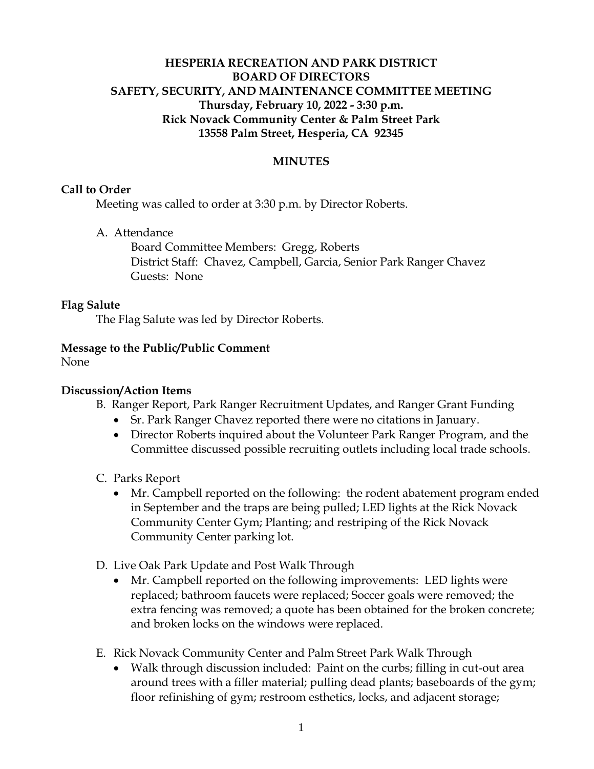**HESPERIA RECREATION AND PARK DISTRICT**
**BOARD OF DIRECTORS**
**SAFETY, SECURITY, AND MAINTENANCE COMMITTEE MEETING**
**Thursday, February 10, 2022 - 3:30 p.m.**
**Rick Novack Community Center & Palm Street Park**
**13558 Palm Street, Hesperia, CA 92345**

**MINUTES**

**Call to Order**

Meeting was called to order at 3:30 p.m. by Director Roberts.

A. Attendance
   Board Committee Members: Gregg, Roberts
   District Staff: Chavez, Campbell, Garcia, Senior Park Ranger Chavez
   Guests: None

**Flag Salute**

The Flag Salute was led by Director Roberts.

**Message to the Public/Public Comment**

None

**Discussion/Action Items**

B. Ranger Report, Park Ranger Recruitment Updates, and Ranger Grant Funding
   - Sr. Park Ranger Chavez reported there were no citations in January.
   - Director Roberts inquired about the Volunteer Park Ranger Program, and the Committee discussed possible recruiting outlets including local trade schools.

C. Parks Report
   - Mr. Campbell reported on the following: the rodent abatement program ended in September and the traps are being pulled; LED lights at the Rick Novack Community Center Gym; Planting; and restriping of the Rick Novack Community Center parking lot.

D. Live Oak Park Update and Post Walk Through
   - Mr. Campbell reported on the following improvements: LED lights were replaced; bathroom faucets were replaced; Soccer goals were removed; the extra fencing was removed; a quote has been obtained for the broken concrete; and broken locks on the windows were replaced.

E. Rick Novack Community Center and Palm Street Park Walk Through
   - Walk through discussion included: Paint on the curbs; filling in cut-out area around trees with a filler material; pulling dead plants; baseboards of the gym; floor refinishing of gym; restroom esthetics, locks, and adjacent storage;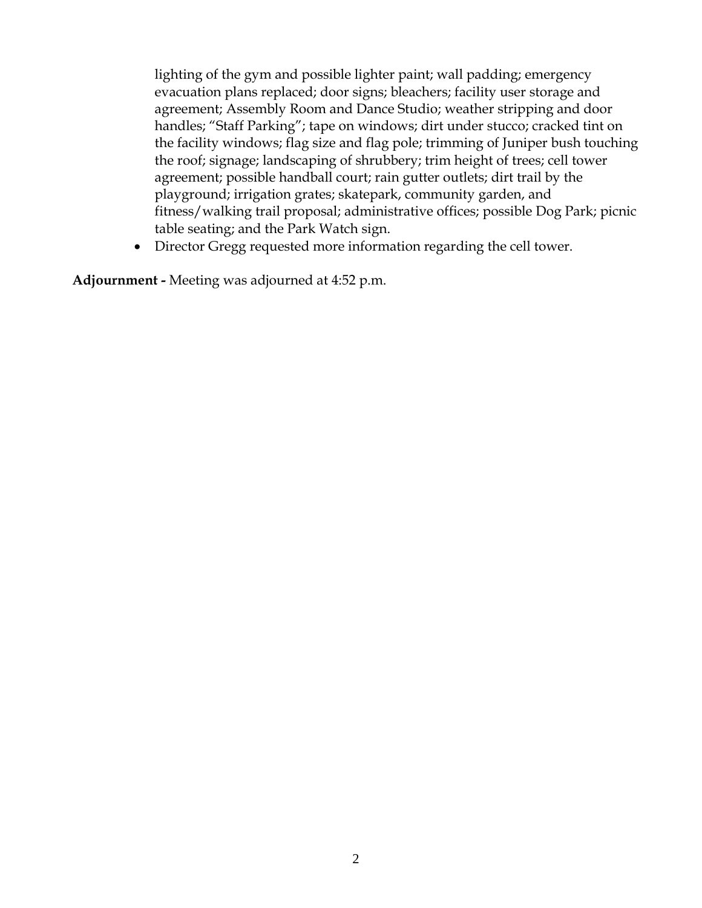lighting of the gym and possible lighter paint; wall padding; emergency evacuation plans replaced; door signs; bleachers; facility user storage and agreement; Assembly Room and Dance Studio; weather stripping and door handles; "Staff Parking"; tape on windows; dirt under stucco; cracked tint on the facility windows; flag size and flag pole; trimming of Juniper bush touching the roof; signage; landscaping of shrubbery; trim height of trees; cell tower agreement; possible handball court; rain gutter outlets; dirt trail by the playground; irrigation grates; skatepark, community garden, and fitness/walking trail proposal; administrative offices; possible Dog Park; picnic table seating; and the Park Watch sign.

- Director Gregg requested more information regarding the cell tower.

**Adjournment -** Meeting was adjourned at 4:52 p.m.